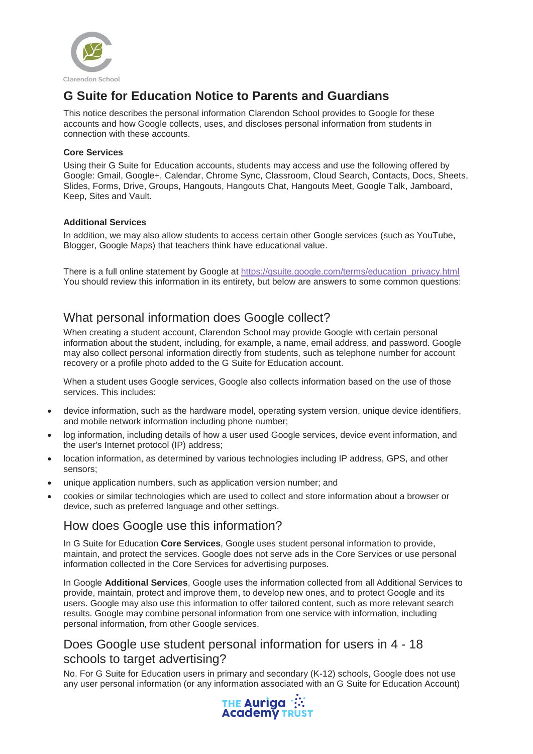Clarendon School

# G Suite for Education Notice to Parents and Guardians

This notice describes the personal information Clarendon School provides to Google for these accounts and how Google collects, uses, and discloses personal information from students in connection with these accounts.

**Core Services**

Using their G Suite for Education accounts, students may access and use the following offered by Google: Gmail, Google+, Calendar, Chrome Sync, Classroom, Cloud Search, Contacts, Docs, Sheets, Slides, Forms, Drive, Groups, Hangouts, Hangouts Chat, Hangouts Meet, Google Talk, Jamboard, Keep, Sites and Vault.

**Additional Services**

In addition, we may also allow students to access certain other Google services (such as YouTube, Blogger, Google Maps) that teachers think have educational value.

There is a full online statement by Google at https://gsuite.google.com/terms/education_privacy.html You should review this information in its entirety, but below are answers to some common questions:

## What personal information does Google collect?

When creating a student account, Clarendon School may provide Google with certain personal information about the student, including, for example, a name, email address, and password. Google may also collect personal information directly from students, such as telephone number for account recovery or a profile photo added to the G Suite for Education account.

When a student uses Google services, Google also collects information based on the use of those services. This includes:

- device information, such as the hardware model, operating system version, unique device identifiers, and mobile network information including phone number;
- log information, including details of how a user used Google services, device event information, and the user's Internet protocol (IP) address;
- location information, as determined by various technologies including IP address, GPS, and other sensors;
- unique application numbers, such as application version number; and
- cookies or similar technologies which are used to collect and store information about a browser or device, such as preferred language and other settings.

## How does Google use this information?

In G Suite for Education **Core Services**, Google uses student personal information to provide, maintain, and protect the services. Google does not serve ads in the Core Services or use personal information collected in the Core Services for advertising purposes.

In Google **Additional Services**, Google uses the information collected from all Additional Services to provide, maintain, protect and improve them, to develop new ones, and to protect Google and its users. Google may also use this information to offer tailored content, such as more relevant search results. Google may combine personal information from one service with information, including personal information, from other Google services.

## Does Google use student personal information for users in 4 - 18 schools to target advertising?

No. For G Suite for Education users in primary and secondary (K-12) schools, Google does not use any user personal information (or any information associated with an G Suite for Education Account)

THE Auriga Academy TRUST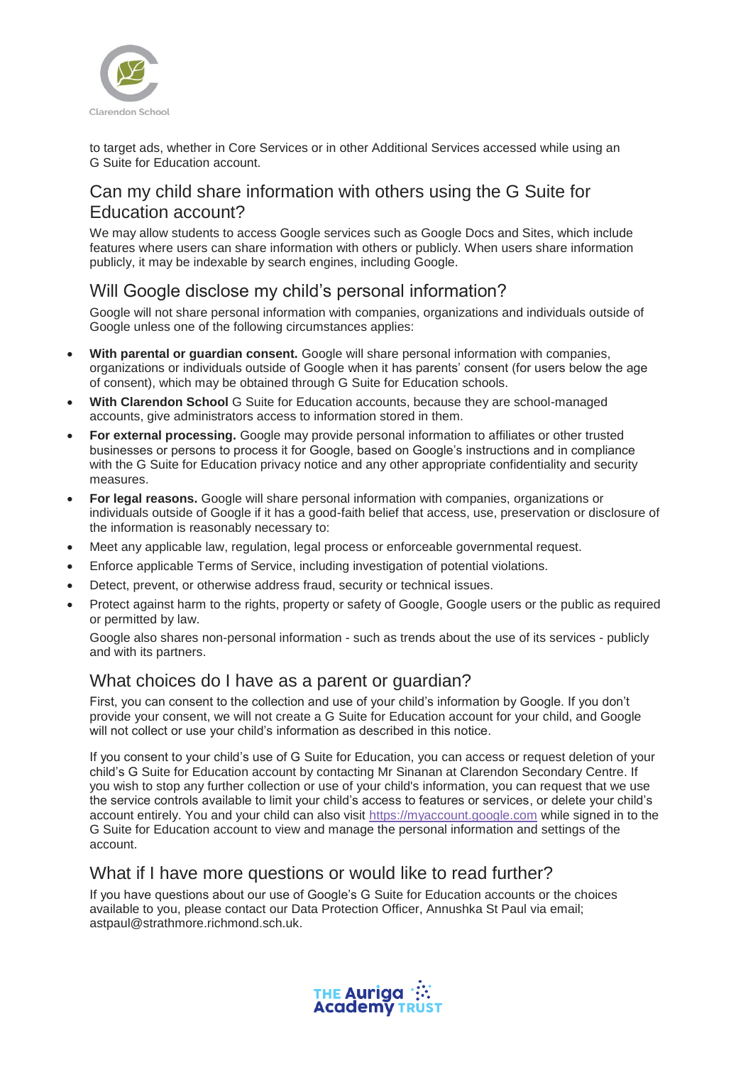to target ads, whether in Core Services or in other Additional Services accessed while using an G Suite for Education account.

## Can my child share information with others using the G Suite for Education account?

We may allow students to access Google services such as Google Docs and Sites, which include features where users can share information with others or publicly. When users share information publicly, it may be indexable by search engines, including Google.

## Will Google disclose my child's personal information?

Google will not share personal information with companies, organizations and individuals outside of Google unless one of the following circumstances applies:

- **With parental or guardian consent.** Google will share personal information with companies, organizations or individuals outside of Google when it has parents' consent (for users below the age of consent), which may be obtained through G Suite for Education schools.
- **With Clarendon School** G Suite for Education accounts, because they are school-managed accounts, give administrators access to information stored in them.
- **For external processing.** Google may provide personal information to affiliates or other trusted businesses or persons to process it for Google, based on Google's instructions and in compliance with the G Suite for Education privacy notice and any other appropriate confidentiality and security measures.
- **For legal reasons.** Google will share personal information with companies, organizations or individuals outside of Google if it has a good-faith belief that access, use, preservation or disclosure of the information is reasonably necessary to:
- Meet any applicable law, regulation, legal process or enforceable governmental request.
- Enforce applicable Terms of Service, including investigation of potential violations.
- Detect, prevent, or otherwise address fraud, security or technical issues.
- Protect against harm to the rights, property or safety of Google, Google users or the public as required or permitted by law.

Google also shares non-personal information - such as trends about the use of its services - publicly and with its partners.

## What choices do I have as a parent or guardian?

First, you can consent to the collection and use of your child's information by Google. If you don't provide your consent, we will not create a G Suite for Education account for your child, and Google will not collect or use your child's information as described in this notice.

If you consent to your child's use of G Suite for Education, you can access or request deletion of your child's G Suite for Education account by contacting Mr Sinanan at Clarendon Secondary Centre. If you wish to stop any further collection or use of your child's information, you can request that we use the service controls available to limit your child's access to features or services, or delete your child's account entirely. You and your child can also visit https://myaccount.google.com while signed in to the G Suite for Education account to view and manage the personal information and settings of the account.

## What if I have more questions or would like to read further?

If you have questions about our use of Google's G Suite for Education accounts or the choices available to you, please contact our Data Protection Officer, Annushka St Paul via email; astpaul@strathmore.richmond.sch.uk.